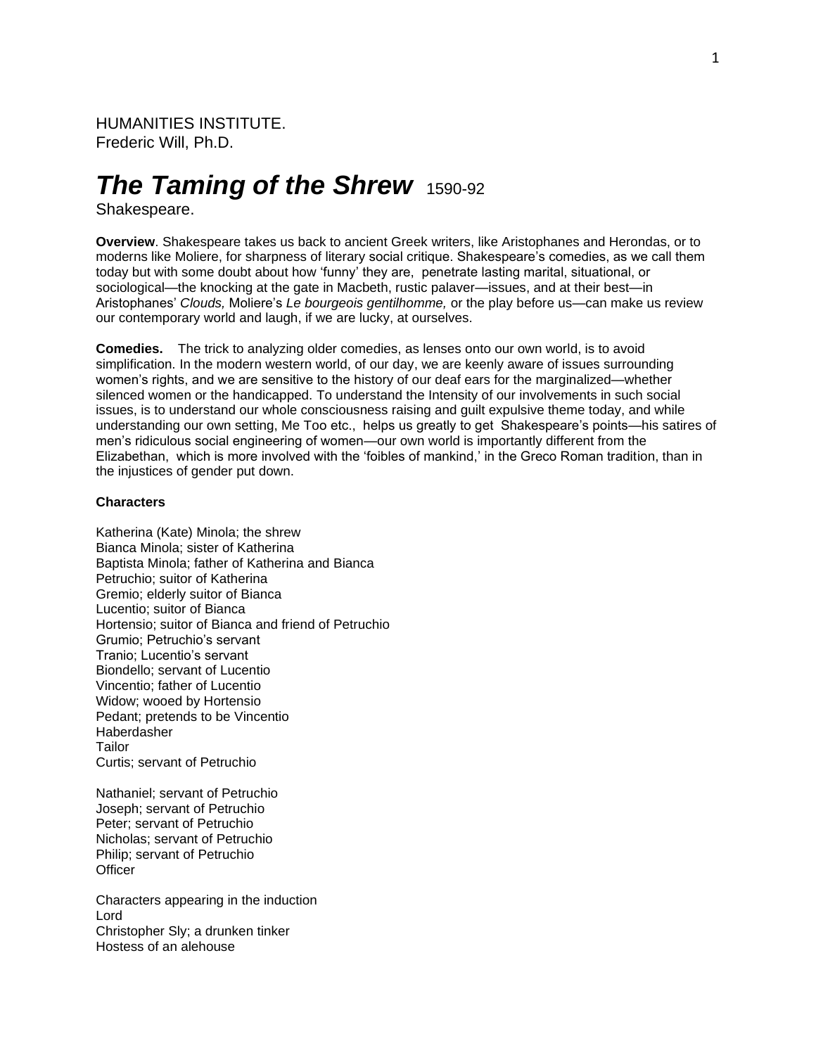HUMANITIES INSTITUTE.
Frederic Will, Ph.D.

# *The Taming of the Shrew* 1590-92

Shakespeare.

**Overview**. Shakespeare takes us back to ancient Greek writers, like Aristophanes and Herondas, or to moderns like Moliere, for sharpness of literary social critique. Shakespeare's comedies, as we call them today but with some doubt about how 'funny' they are, penetrate lasting marital, situational, or sociological—the knocking at the gate in Macbeth, rustic palaver—issues, and at their best—in Aristophanes' *Clouds,* Moliere's *Le bourgeois gentilhomme,* or the play before us—can make us review our contemporary world and laugh, if we are lucky, at ourselves.

**Comedies.** The trick to analyzing older comedies, as lenses onto our own world, is to avoid simplification. In the modern western world, of our day, we are keenly aware of issues surrounding women's rights, and we are sensitive to the history of our deaf ears for the marginalized—whether silenced women or the handicapped. To understand the Intensity of our involvements in such social issues, is to understand our whole consciousness raising and guilt expulsive theme today, and while understanding our own setting, Me Too etc., helps us greatly to get Shakespeare's points—his satires of men's ridiculous social engineering of women—our own world is importantly different from the Elizabethan, which is more involved with the 'foibles of mankind,' in the Greco Roman tradition, than in the injustices of gender put down.

**Characters**

Katherina (Kate) Minola; the shrew
Bianca Minola; sister of Katherina
Baptista Minola; father of Katherina and Bianca
Petruchio; suitor of Katherina
Gremio; elderly suitor of Bianca
Lucentio; suitor of Bianca
Hortensio; suitor of Bianca and friend of Petruchio
Grumio; Petruchio's servant
Tranio; Lucentio's servant
Biondello; servant of Lucentio
Vincentio; father of Lucentio
Widow; wooed by Hortensio
Pedant; pretends to be Vincentio
Haberdasher
Tailor
Curtis; servant of Petruchio

Nathaniel; servant of Petruchio
Joseph; servant of Petruchio
Peter; servant of Petruchio
Nicholas; servant of Petruchio
Philip; servant of Petruchio
Officer

Characters appearing in the induction
Lord
Christopher Sly; a drunken tinker
Hostess of an alehouse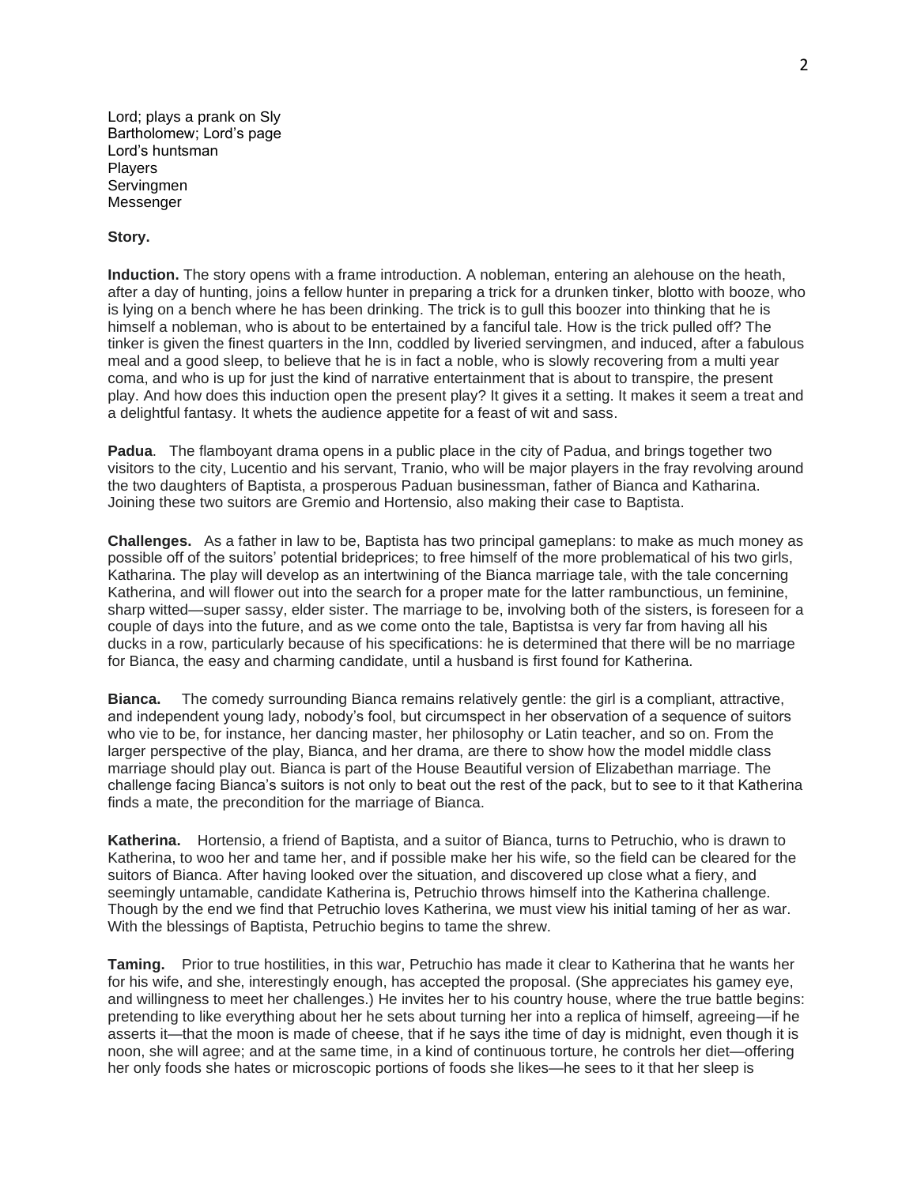Lord; plays a prank on Sly
Bartholomew; Lord's page
Lord's huntsman
Players
Servingmen
Messenger

**Story.**

**Induction.** The story opens with a frame introduction. A nobleman, entering an alehouse on the heath, after a day of hunting, joins a fellow hunter in preparing a trick for a drunken tinker, blotto with booze, who is lying on a bench where he has been drinking. The trick is to gull this boozer into thinking that he is himself a nobleman, who is about to be entertained by a fanciful tale. How is the trick pulled off? The tinker is given the finest quarters in the Inn, coddled by liveried servingmen, and induced, after a fabulous meal and a good sleep, to believe that he is in fact a noble, who is slowly recovering from a multi year coma, and who is up for just the kind of narrative entertainment that is about to transpire, the present play. And how does this induction open the present play? It gives it a setting. It makes it seem a treat and a delightful fantasy. It whets the audience appetite for a feast of wit and sass.

**Padua**. The flamboyant drama opens in a public place in the city of Padua, and brings together two visitors to the city, Lucentio and his servant, Tranio, who will be major players in the fray revolving around the two daughters of Baptista, a prosperous Paduan businessman, father of Bianca and Katharina. Joining these two suitors are Gremio and Hortensio, also making their case to Baptista.

**Challenges.** As a father in law to be, Baptista has two principal gameplans: to make as much money as possible off of the suitors' potential brideprices; to free himself of the more problematical of his two girls, Katharina. The play will develop as an intertwining of the Bianca marriage tale, with the tale concerning Katharina, and will flower out into the search for a proper mate for the latter rambunctious, un feminine, sharp witted—super sassy, elder sister. The marriage to be, involving both of the sisters, is foreseen for a couple of days into the future, and as we come onto the tale, Baptistsa is very far from having all his ducks in a row, particularly because of his specifications: he is determined that there will be no marriage for Bianca, the easy and charming candidate, until a husband is first found for Katharina.

**Bianca.** The comedy surrounding Bianca remains relatively gentle: the girl is a compliant, attractive, and independent young lady, nobody's fool, but circumspect in her observation of a sequence of suitors who vie to be, for instance, her dancing master, her philosophy or Latin teacher, and so on. From the larger perspective of the play, Bianca, and her drama, are there to show how the model middle class marriage should play out. Bianca is part of the House Beautiful version of Elizabethan marriage. The challenge facing Bianca's suitors is not only to beat out the rest of the pack, but to see to it that Katherina finds a mate, the precondition for the marriage of Bianca.

**Katherina.** Hortensio, a friend of Baptista, and a suitor of Bianca, turns to Petruchio, who is drawn to Katharina, to woo her and tame her, and if possible make her his wife, so the field can be cleared for the suitors of Bianca. After having looked over the situation, and discovered up close what a fiery, and seemingly untamable, candidate Katharina is, Petruchio throws himself into the Katharina challenge. Though by the end we find that Petruchio loves Katharina, we must view his initial taming of her as war. With the blessings of Baptista, Petruchio begins to tame the shrew.

**Taming.** Prior to true hostilities, in this war, Petruchio has made it clear to Katharina that he wants her for his wife, and she, interestingly enough, has accepted the proposal. (She appreciates his gamey eye, and willingness to meet her challenges.) He invites her to his country house, where the true battle begins: pretending to like everything about her he sets about turning her into a replica of himself, agreeing—if he asserts it—that the moon is made of cheese, that if he says ithe time of day is midnight, even though it is noon, she will agree; and at the same time, in a kind of continuous torture, he controls her diet—offering her only foods she hates or microscopic portions of foods she likes—he sees to it that her sleep is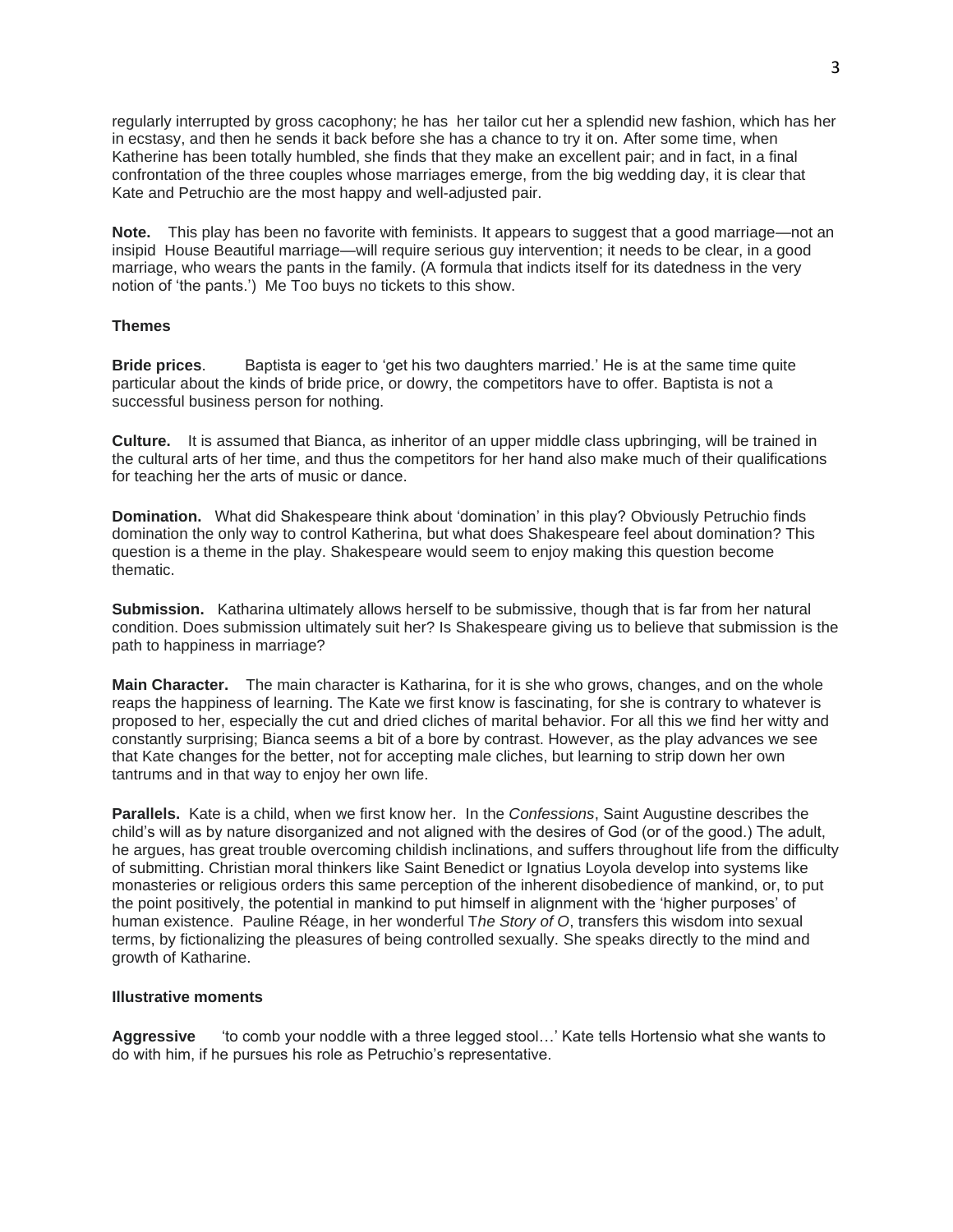regularly interrupted by gross cacophony; he has her tailor cut her a splendid new fashion, which has her in ecstasy, and then he sends it back before she has a chance to try it on. After some time, when Katherine has been totally humbled, she finds that they make an excellent pair; and in fact, in a final confrontation of the three couples whose marriages emerge, from the big wedding day, it is clear that Kate and Petruchio are the most happy and well-adjusted pair.

**Note.** This play has been no favorite with feminists. It appears to suggest that a good marriage—not an insipid House Beautiful marriage—will require serious guy intervention; it needs to be clear, in a good marriage, who wears the pants in the family. (A formula that indicts itself for its datedness in the very notion of 'the pants.') Me Too buys no tickets to this show.

**Themes**

**Bride prices**. Baptista is eager to 'get his two daughters married.' He is at the same time quite particular about the kinds of bride price, or dowry, the competitors have to offer. Baptista is not a successful business person for nothing.

**Culture.** It is assumed that Bianca, as inheritor of an upper middle class upbringing, will be trained in the cultural arts of her time, and thus the competitors for her hand also make much of their qualifications for teaching her the arts of music or dance.

**Domination.** What did Shakespeare think about 'domination' in this play? Obviously Petruchio finds domination the only way to control Katherina, but what does Shakespeare feel about domination? This question is a theme in the play. Shakespeare would seem to enjoy making this question become thematic.

**Submission.** Katharina ultimately allows herself to be submissive, though that is far from her natural condition. Does submission ultimately suit her? Is Shakespeare giving us to believe that submission is the path to happiness in marriage?

**Main Character.** The main character is Katharina, for it is she who grows, changes, and on the whole reaps the happiness of learning. The Kate we first know is fascinating, for she is contrary to whatever is proposed to her, especially the cut and dried cliches of marital behavior. For all this we find her witty and constantly surprising; Bianca seems a bit of a bore by contrast. However, as the play advances we see that Kate changes for the better, not for accepting male cliches, but learning to strip down her own tantrums and in that way to enjoy her own life.

**Parallels.** Kate is a child, when we first know her. In the *Confessions*, Saint Augustine describes the child's will as by nature disorganized and not aligned with the desires of God (or of the good.) The adult, he argues, has great trouble overcoming childish inclinations, and suffers throughout life from the difficulty of submitting. Christian moral thinkers like Saint Benedict or Ignatius Loyola develop into systems like monasteries or religious orders this same perception of the inherent disobedience of mankind, or, to put the point positively, the potential in mankind to put himself in alignment with the 'higher purposes' of human existence. Pauline Réage, in her wonderful T*he Story of O*, transfers this wisdom into sexual terms, by fictionalizing the pleasures of being controlled sexually. She speaks directly to the mind and growth of Katharine.

**Illustrative moments**

**Aggressive** 'to comb your noddle with a three legged stool…' Kate tells Hortensio what she wants to do with him, if he pursues his role as Petruchio's representative.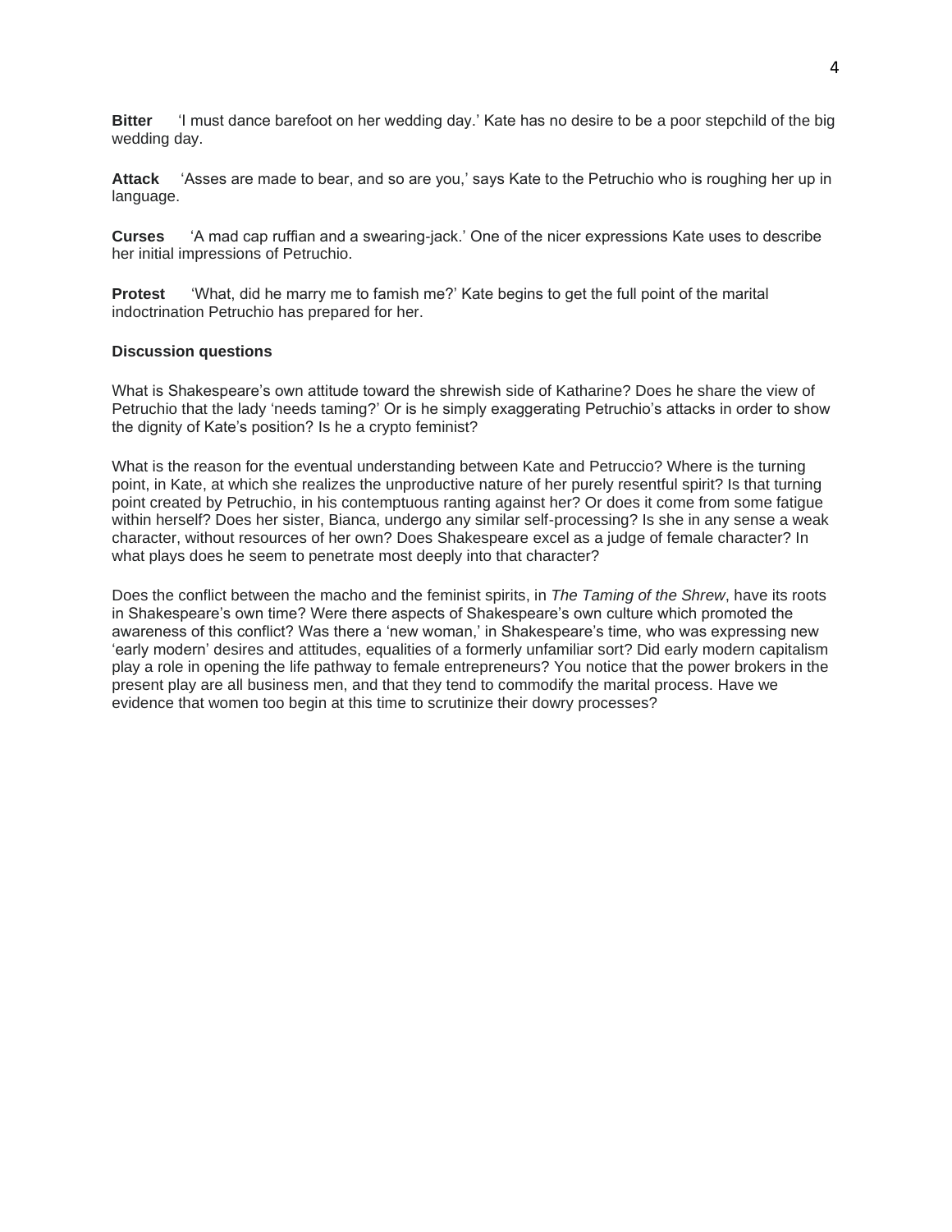**Bitter** 'I must dance barefoot on her wedding day.' Kate has no desire to be a poor stepchild of the big wedding day.

**Attack** 'Asses are made to bear, and so are you,' says Kate to the Petruchio who is roughing her up in language.

**Curses** 'A mad cap ruffian and a swearing-jack.' One of the nicer expressions Kate uses to describe her initial impressions of Petruchio.

**Protest** 'What, did he marry me to famish me?' Kate begins to get the full point of the marital indoctrination Petruchio has prepared for her.

**Discussion questions**

What is Shakespeare's own attitude toward the shrewish side of Katharine? Does he share the view of Petruchio that the lady 'needs taming?' Or is he simply exaggerating Petruchio's attacks in order to show the dignity of Kate's position? Is he a crypto feminist?

What is the reason for the eventual understanding between Kate and Petruccio? Where is the turning point, in Kate, at which she realizes the unproductive nature of her purely resentful spirit? Is that turning point created by Petruchio, in his contemptuous ranting against her? Or does it come from some fatigue within herself? Does her sister, Bianca, undergo any similar self-processing? Is she in any sense a weak character, without resources of her own? Does Shakespeare excel as a judge of female character? In what plays does he seem to penetrate most deeply into that character?

Does the conflict between the macho and the feminist spirits, in *The Taming of the Shrew*, have its roots in Shakespeare's own time? Were there aspects of Shakespeare's own culture which promoted the awareness of this conflict? Was there a 'new woman,' in Shakespeare's time, who was expressing new 'early modern' desires and attitudes, equalities of a formerly unfamiliar sort? Did early modern capitalism play a role in opening the life pathway to female entrepreneurs? You notice that the power brokers in the present play are all business men, and that they tend to commodify the marital process. Have we evidence that women too begin at this time to scrutinize their dowry processes?